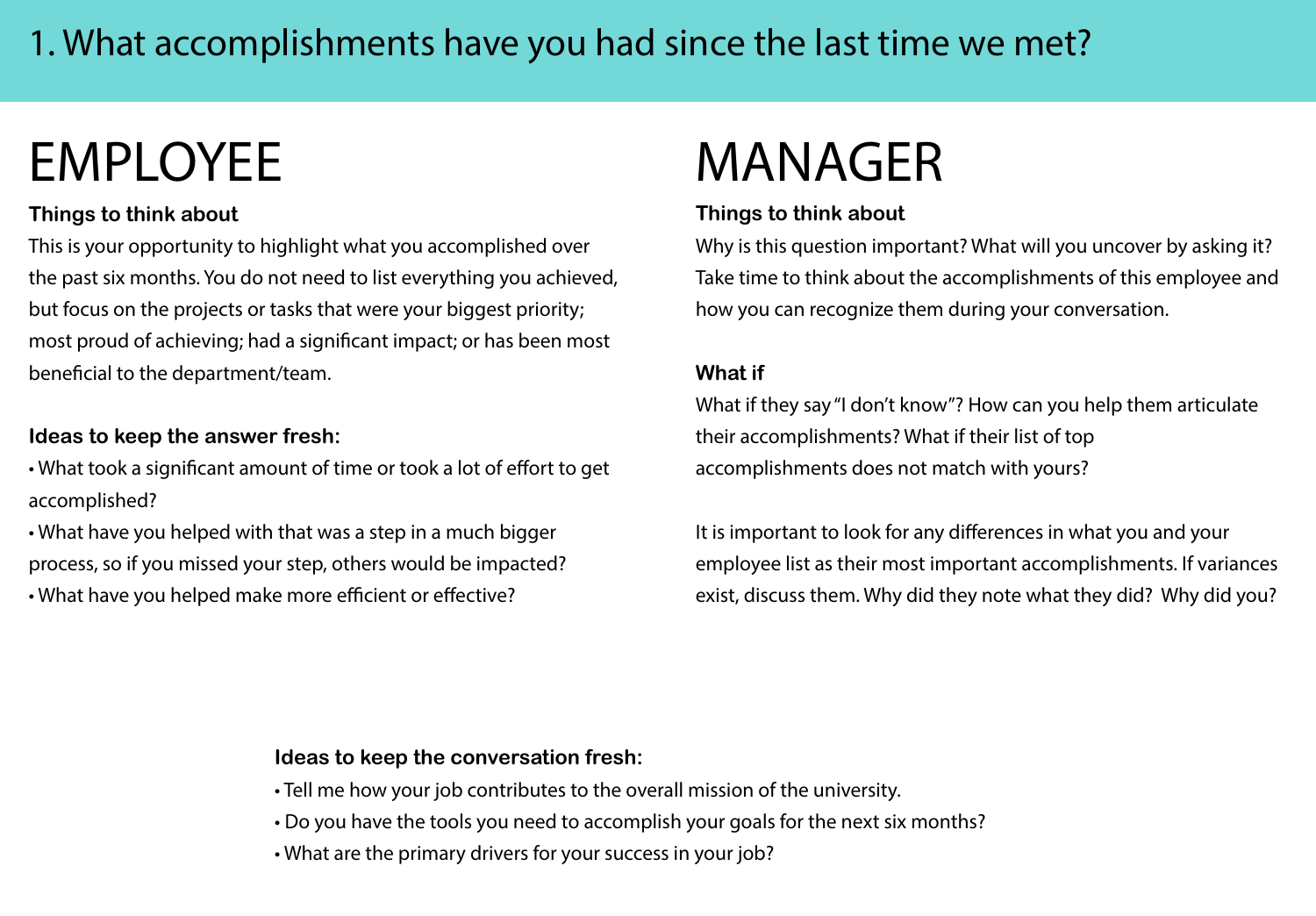# 1. What accomplishments have you had since the last time we met?

## EMPLOYEE

**Things to think about**

This is your opportunity to highlight what you accomplished over the past six months. You do not need to list everything you achieved, but focus on the projects or tasks that were your biggest priority; most proud of achieving; had a significant impact; or has been most beneficial to the department/team.

**Ideas to keep the answer fresh:**

- What took a significant amount of time or took a lot of effort to get accomplished?
- What have you helped with that was a step in a much bigger process, so if you missed your step, others would be impacted?
- What have you helped make more efficient or effective?

## MANAGER

**Things to think about**

Why is this question important? What will you uncover by asking it? Take time to think about the accomplishments of this employee and how you can recognize them during your conversation.

**What if**

What if they say "I don't know"? How can you help them articulate their accomplishments? What if their list of top accomplishments does not match with yours?

It is important to look for any differences in what you and your employee list as their most important accomplishments. If variances exist, discuss them. Why did they note what they did? Why did you?

**Ideas to keep the conversation fresh:**

- Tell me how your job contributes to the overall mission of the university.
- Do you have the tools you need to accomplish your goals for the next six months?
- What are the primary drivers for your success in your job?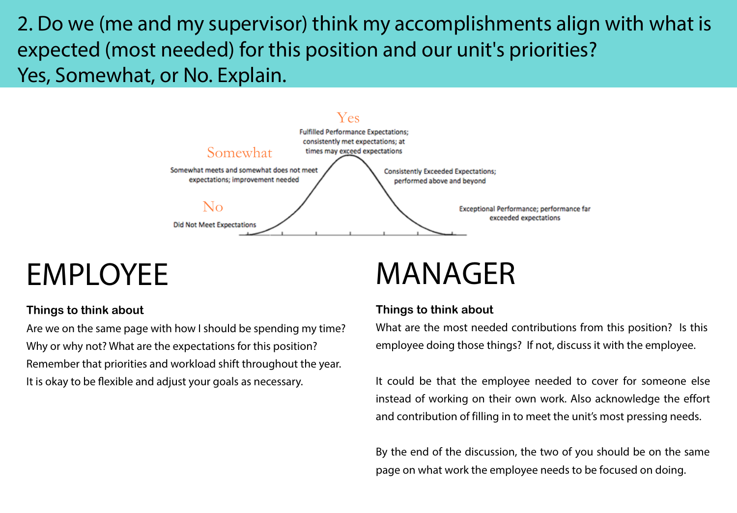# 2. Do we (me and my supervisor) think my accomplishments align with what is expected (most needed) for this position and our unit's priorities? Yes, Somewhat, or No. Explain.

**Yes**
Fulfilled Performance Expectations; consistently met expectations; at times may exceed expectations

**Somewhat**
Somewhat meets and somewhat does not meet expectations; improvement needed

**No**
Did Not Meet Expectations

Consistently Exceeded Expectations; performed above and beyond

Exceptional Performance; performance far exceeded expectations

## EMPLOYEE

**Things to think about**

Are we on the same page with how I should be spending my time? Why or why not? What are the expectations for this position? Remember that priorities and workload shift throughout the year. It is okay to be flexible and adjust your goals as necessary.

## MANAGER

**Things to think about**

What are the most needed contributions from this position? Is this employee doing those things? If not, discuss it with the employee.

It could be that the employee needed to cover for someone else instead of working on their own work. Also acknowledge the effort and contribution of filling in to meet the unit's most pressing needs.

By the end of the discussion, the two of you should be on the same page on what work the employee needs to be focused on doing.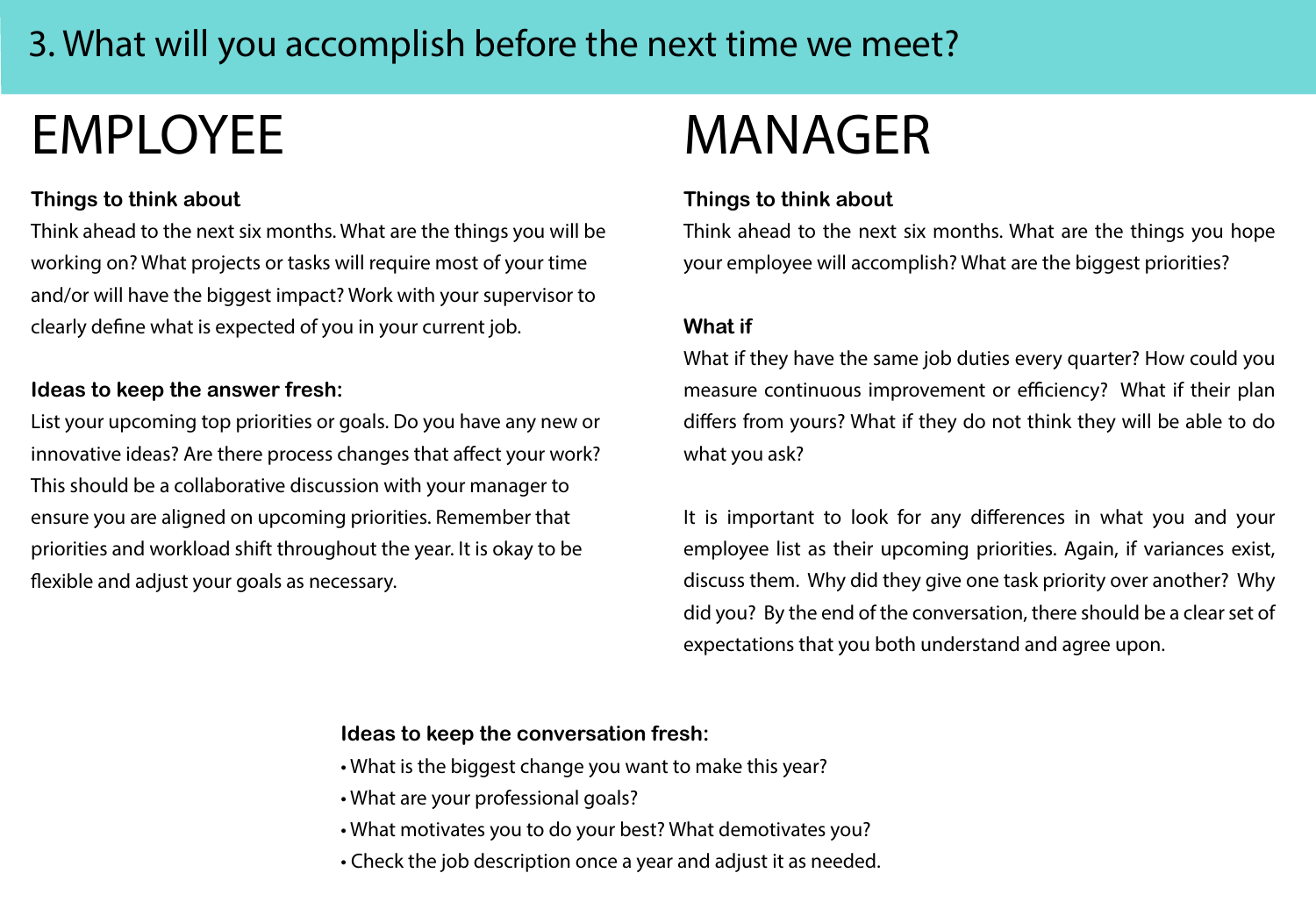# 3. What will you accomplish before the next time we meet?

## EMPLOYEE

**Things to think about**

Think ahead to the next six months. What are the things you will be working on? What projects or tasks will require most of your time and/or will have the biggest impact? Work with your supervisor to clearly define what is expected of you in your current job.

**Ideas to keep the answer fresh:**

List your upcoming top priorities or goals. Do you have any new or innovative ideas? Are there process changes that affect your work? This should be a collaborative discussion with your manager to ensure you are aligned on upcoming priorities. Remember that priorities and workload shift throughout the year. It is okay to be flexible and adjust your goals as necessary.

## MANAGER

**Things to think about**

Think ahead to the next six months. What are the things you hope your employee will accomplish? What are the biggest priorities?

**What if**

What if they have the same job duties every quarter? How could you measure continuous improvement or efficiency? What if their plan differs from yours? What if they do not think they will be able to do what you ask?

It is important to look for any differences in what you and your employee list as their upcoming priorities. Again, if variances exist, discuss them. Why did they give one task priority over another? Why did you? By the end of the conversation, there should be a clear set of expectations that you both understand and agree upon.

**Ideas to keep the conversation fresh:**

- What is the biggest change you want to make this year?
- What are your professional goals?
- What motivates you to do your best? What demotivates you?
- Check the job description once a year and adjust it as needed.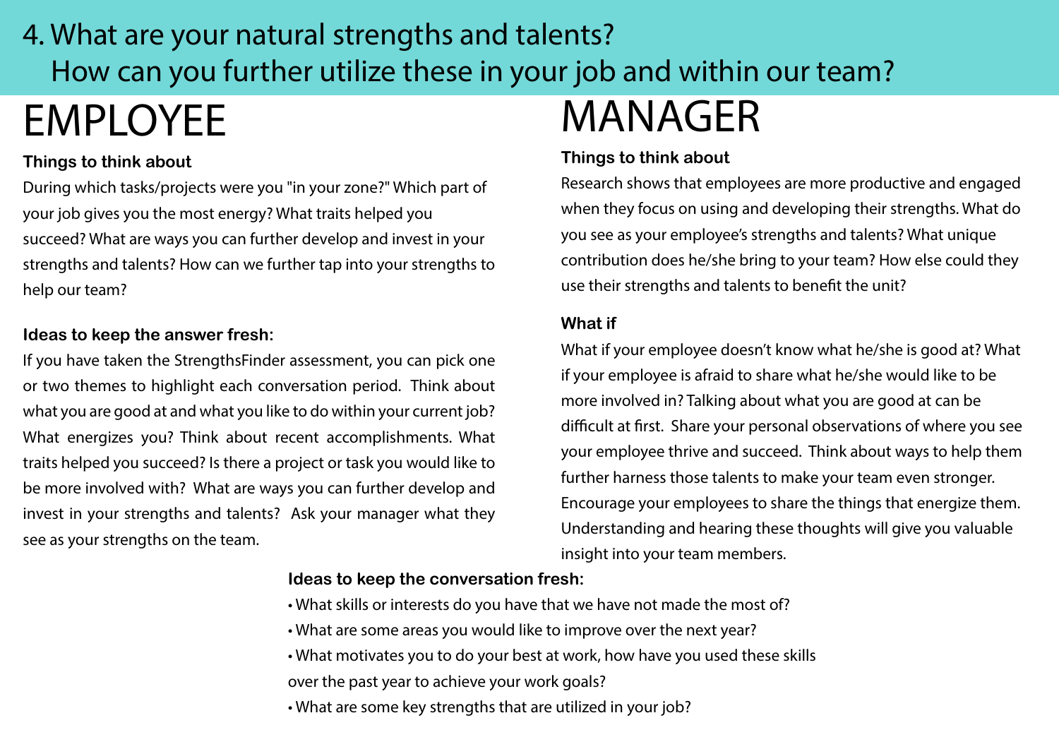# 4. What are your natural strengths and talents? How can you further utilize these in your job and within our team?

## EMPLOYEE

**Things to think about**

During which tasks/projects were you "in your zone?" Which part of your job gives you the most energy? What traits helped you succeed? What are ways you can further develop and invest in your strengths and talents? How can we further tap into your strengths to help our team?

**Ideas to keep the answer fresh:**

If you have taken the StrengthsFinder assessment, you can pick one or two themes to highlight each conversation period. Think about what you are good at and what you like to do within your current job? What energizes you? Think about recent accomplishments. What traits helped you succeed? Is there a project or task you would like to be more involved with? What are ways you can further develop and invest in your strengths and talents? Ask your manager what they see as your strengths on the team.

## MANAGER

**Things to think about**

Research shows that employees are more productive and engaged when they focus on using and developing their strengths. What do you see as your employee's strengths and talents? What unique contribution does he/she bring to your team? How else could they use their strengths and talents to benefit the unit?

**What if**

What if your employee doesn't know what he/she is good at? What if your employee is afraid to share what he/she would like to be more involved in? Talking about what you are good at can be difficult at first. Share your personal observations of where you see your employee thrive and succeed. Think about ways to help them further harness those talents to make your team even stronger. Encourage your employees to share the things that energize them. Understanding and hearing these thoughts will give you valuable insight into your team members.

**Ideas to keep the conversation fresh:**

- What skills or interests do you have that we have not made the most of?
- What are some areas you would like to improve over the next year?
- What motivates you to do your best at work, how have you used these skills over the past year to achieve your work goals?
- What are some key strengths that are utilized in your job?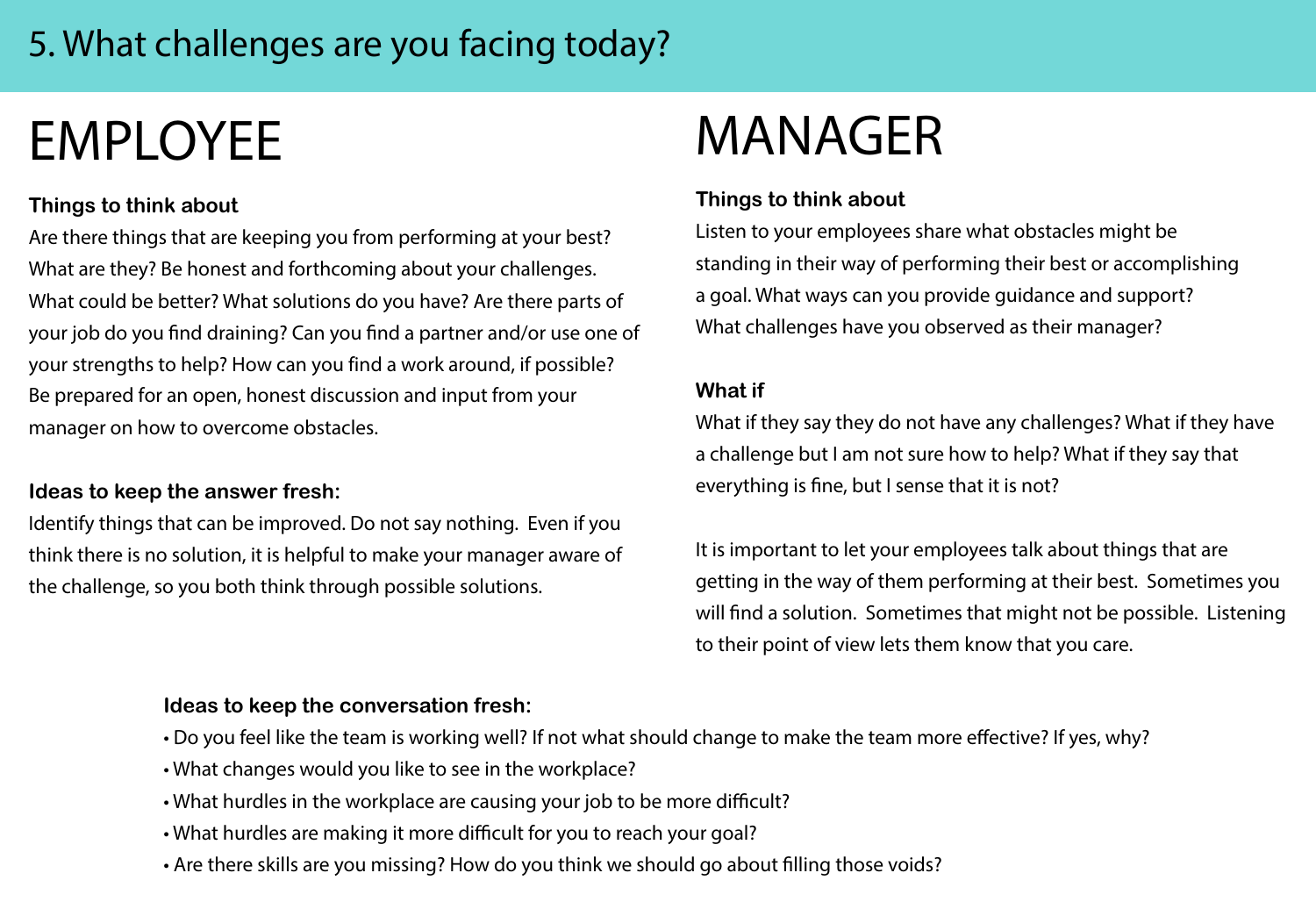# 5. What challenges are you facing today?

## EMPLOYEE

**Things to think about**

Are there things that are keeping you from performing at your best? What are they? Be honest and forthcoming about your challenges. What could be better? What solutions do you have? Are there parts of your job do you find draining? Can you find a partner and/or use one of your strengths to help? How can you find a work around, if possible? Be prepared for an open, honest discussion and input from your manager on how to overcome obstacles.

**Ideas to keep the answer fresh:**

Identify things that can be improved. Do not say nothing. Even if you think there is no solution, it is helpful to make your manager aware of the challenge, so you both think through possible solutions.

## MANAGER

**Things to think about**

Listen to your employees share what obstacles might be standing in their way of performing their best or accomplishing a goal. What ways can you provide guidance and support? What challenges have you observed as their manager?

**What if**

What if they say they do not have any challenges? What if they have a challenge but I am not sure how to help? What if they say that everything is fine, but I sense that it is not?

It is important to let your employees talk about things that are getting in the way of them performing at their best. Sometimes you will find a solution. Sometimes that might not be possible. Listening to their point of view lets them know that you care.

**Ideas to keep the conversation fresh:**

- Do you feel like the team is working well? If not what should change to make the team more effective? If yes, why?
- What changes would you like to see in the workplace?
- What hurdles in the workplace are causing your job to be more difficult?
- What hurdles are making it more difficult for you to reach your goal?
- Are there skills are you missing? How do you think we should go about filling those voids?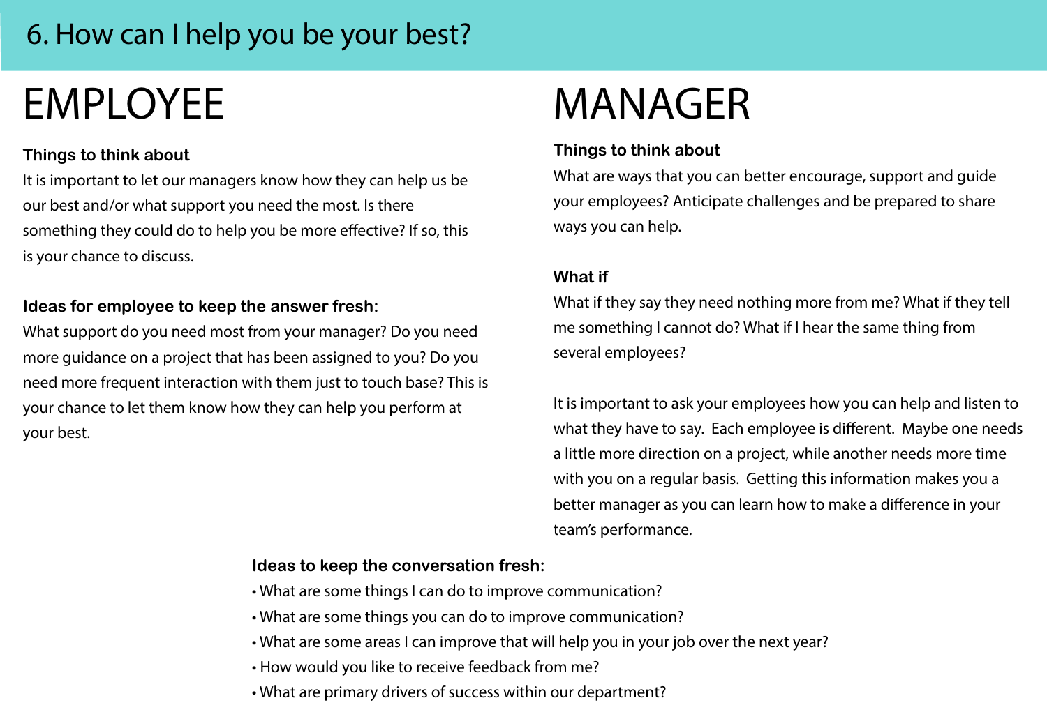# 6. How can I help you be your best?

## EMPLOYEE

**Things to think about**

It is important to let our managers know how they can help us be our best and/or what support you need the most. Is there something they could do to help you be more effective? If so, this is your chance to discuss.

**Ideas for employee to keep the answer fresh:**

What support do you need most from your manager? Do you need more guidance on a project that has been assigned to you? Do you need more frequent interaction with them just to touch base? This is your chance to let them know how they can help you perform at your best.

## MANAGER

**Things to think about**

What are ways that you can better encourage, support and guide your employees? Anticipate challenges and be prepared to share ways you can help.

**What if**

What if they say they need nothing more from me? What if they tell me something I cannot do? What if I hear the same thing from several employees?

It is important to ask your employees how you can help and listen to what they have to say. Each employee is different. Maybe one needs a little more direction on a project, while another needs more time with you on a regular basis. Getting this information makes you a better manager as you can learn how to make a difference in your team's performance.

**Ideas to keep the conversation fresh:**

- What are some things I can do to improve communication?
- What are some things you can do to improve communication?
- What are some areas I can improve that will help you in your job over the next year?
- How would you like to receive feedback from me?
- What are primary drivers of success within our department?